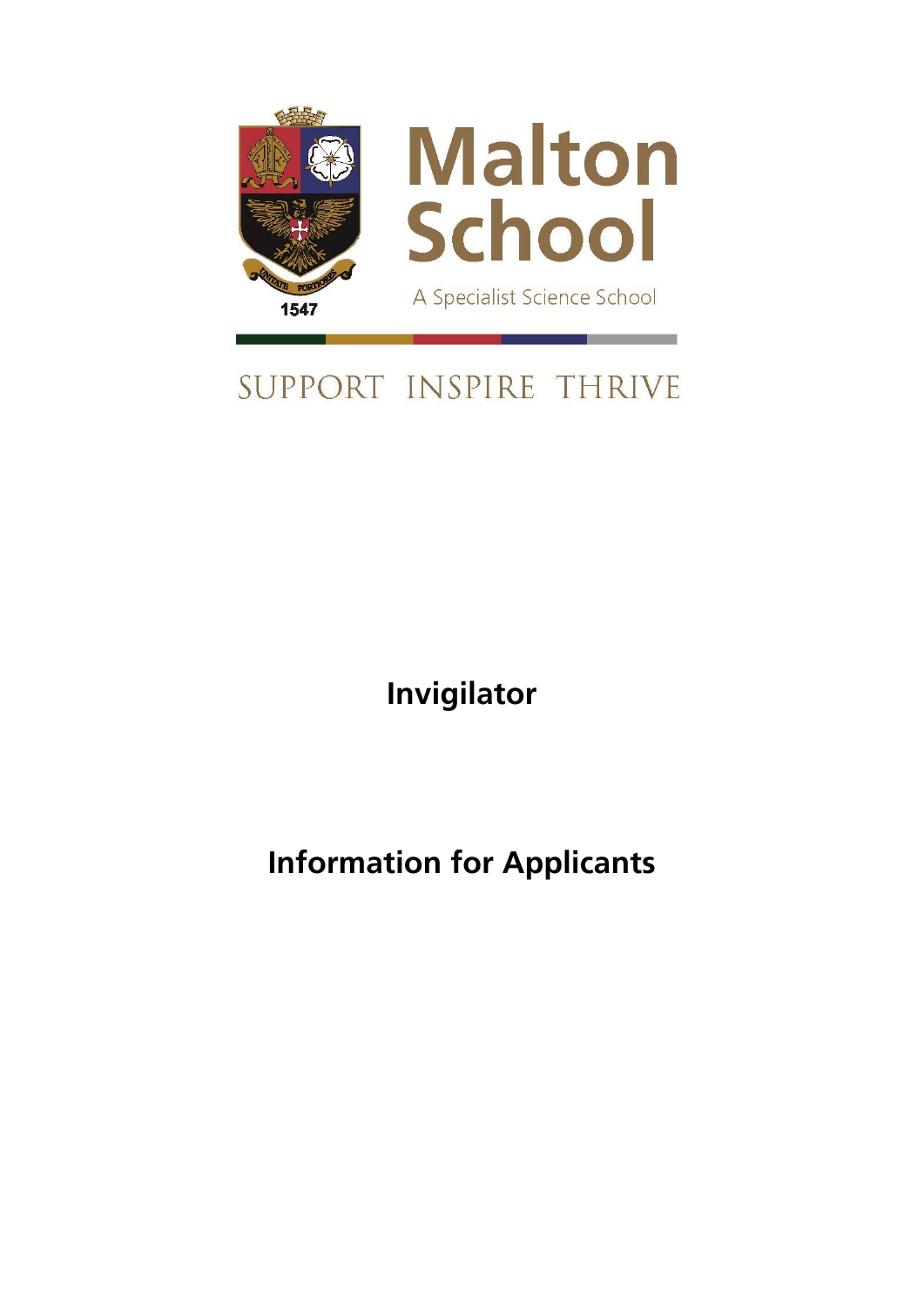# Malton School

A Specialist Science School

SUPPORT INSPIRE THRIVE

# Invigilator

## Information for Applicants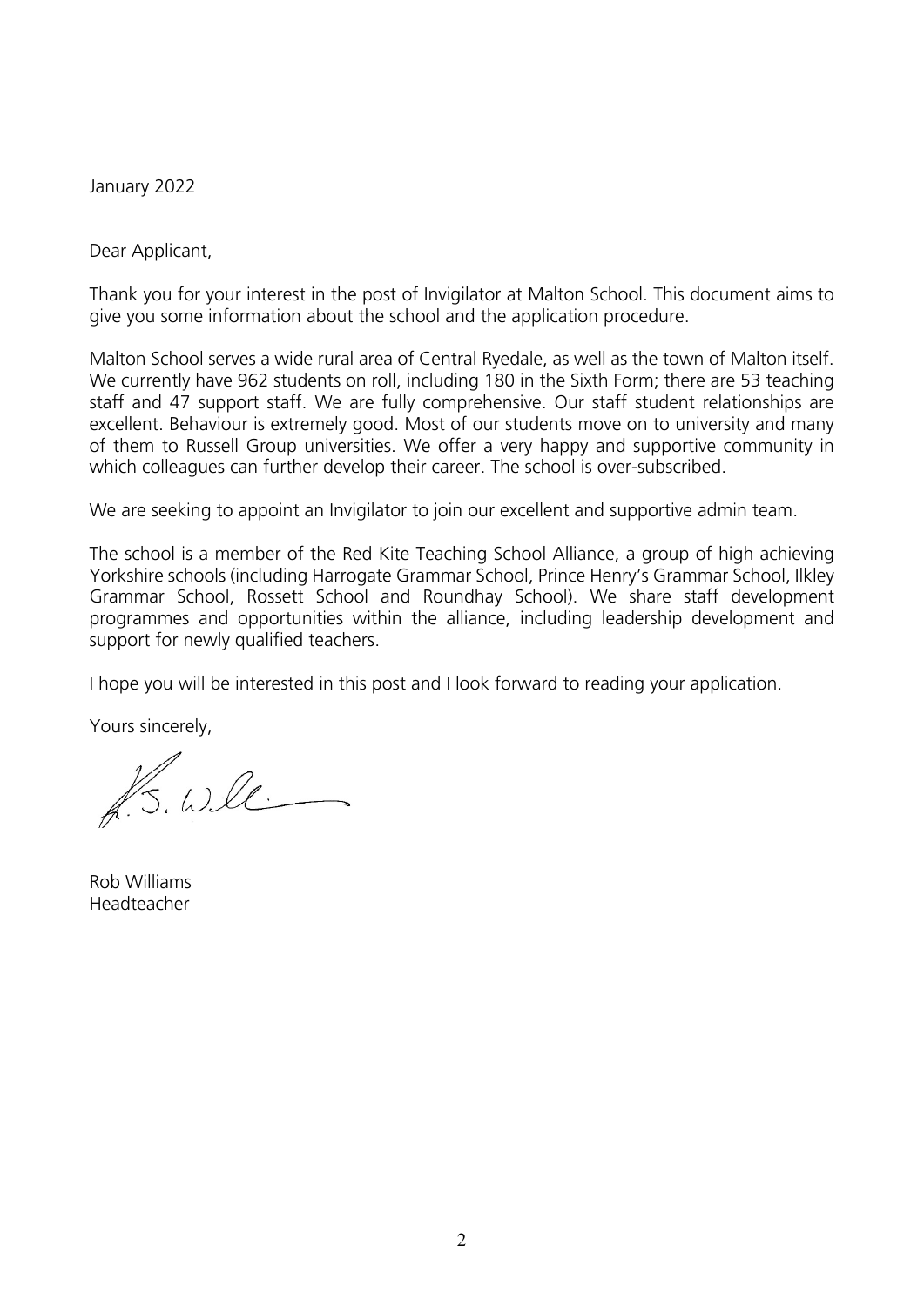January 2022

Dear Applicant,

Thank you for your interest in the post of Invigilator at Malton School. This document aims to give you some information about the school and the application procedure.

Malton School serves a wide rural area of Central Ryedale, as well as the town of Malton itself. We currently have 962 students on roll, including 180 in the Sixth Form; there are 53 teaching staff and 47 support staff. We are fully comprehensive. Our staff student relationships are excellent. Behaviour is extremely good. Most of our students move on to university and many of them to Russell Group universities. We offer a very happy and supportive community in which colleagues can further develop their career. The school is over-subscribed.

We are seeking to appoint an Invigilator to join our excellent and supportive admin team.

The school is a member of the Red Kite Teaching School Alliance, a group of high achieving Yorkshire schools (including Harrogate Grammar School, Prince Henry's Grammar School, Ilkley Grammar School, Rossett School and Roundhay School). We share staff development programmes and opportunities within the alliance, including leadership development and support for newly qualified teachers.

I hope you will be interested in this post and I look forward to reading your application.

Yours sincerely,

Rob Williams
Headteacher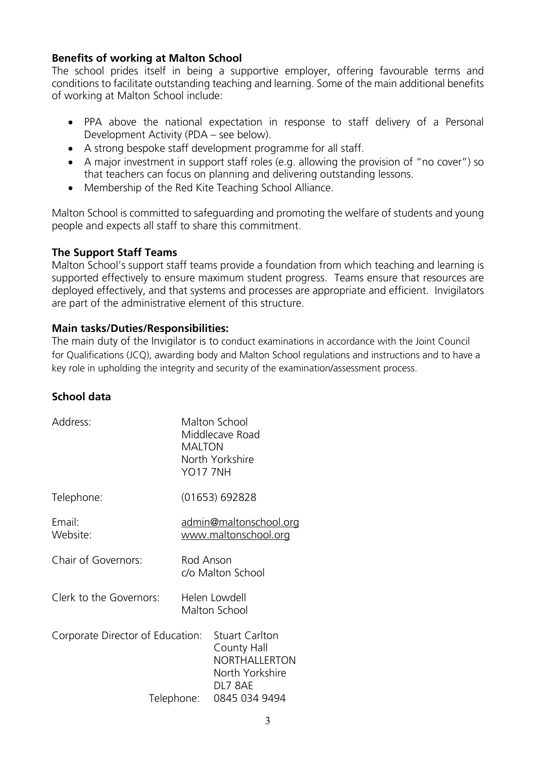**Benefits of working at Malton School**

The school prides itself in being a supportive employer, offering favourable terms and conditions to facilitate outstanding teaching and learning. Some of the main additional benefits of working at Malton School include:

- PPA above the national expectation in response to staff delivery of a Personal Development Activity (PDA – see below).
- A strong bespoke staff development programme for all staff.
- A major investment in support staff roles (e.g. allowing the provision of "no cover") so that teachers can focus on planning and delivering outstanding lessons.
- Membership of the Red Kite Teaching School Alliance.

Malton School is committed to safeguarding and promoting the welfare of students and young people and expects all staff to share this commitment.

**The Support Staff Teams**

Malton School's support staff teams provide a foundation from which teaching and learning is supported effectively to ensure maximum student progress. Teams ensure that resources are deployed effectively, and that systems and processes are appropriate and efficient. Invigilators are part of the administrative element of this structure.

**Main tasks/Duties/Responsibilities:**

The main duty of the Invigilator is to conduct examinations in accordance with the Joint Council for Qualifications (JCQ), awarding body and Malton School regulations and instructions and to have a key role in upholding the integrity and security of the examination/assessment process.

**School data**

Address:
Malton School
Middlecave Road
MALTON
North Yorkshire
YO17 7NH

Telephone: (01653) 692828

Email: admin@maltonschool.org
Website: www.maltonschool.org

Chair of Governors:
Rod Anson
c/o Malton School

Clerk to the Governors:
Helen Lowdell
Malton School

Corporate Director of Education:
Stuart Carlton
County Hall
NORTHALLERTON
North Yorkshire
DL7 8AE
Telephone: 0845 034 9494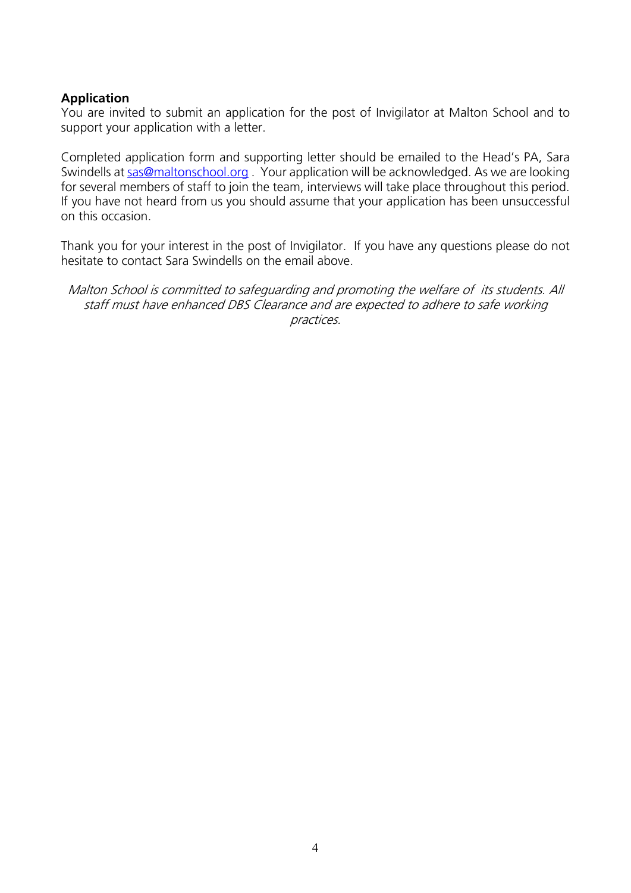**Application**

You are invited to submit an application for the post of Invigilator at Malton School and to support your application with a letter.

Completed application form and supporting letter should be emailed to the Head's PA, Sara Swindells at sas@maltonschool.org . Your application will be acknowledged. As we are looking for several members of staff to join the team, interviews will take place throughout this period. If you have not heard from us you should assume that your application has been unsuccessful on this occasion.

Thank you for your interest in the post of Invigilator. If you have any questions please do not hesitate to contact Sara Swindells on the email above.

*Malton School is committed to safeguarding and promoting the welfare of its students. All staff must have enhanced DBS Clearance and are expected to adhere to safe working practices.*